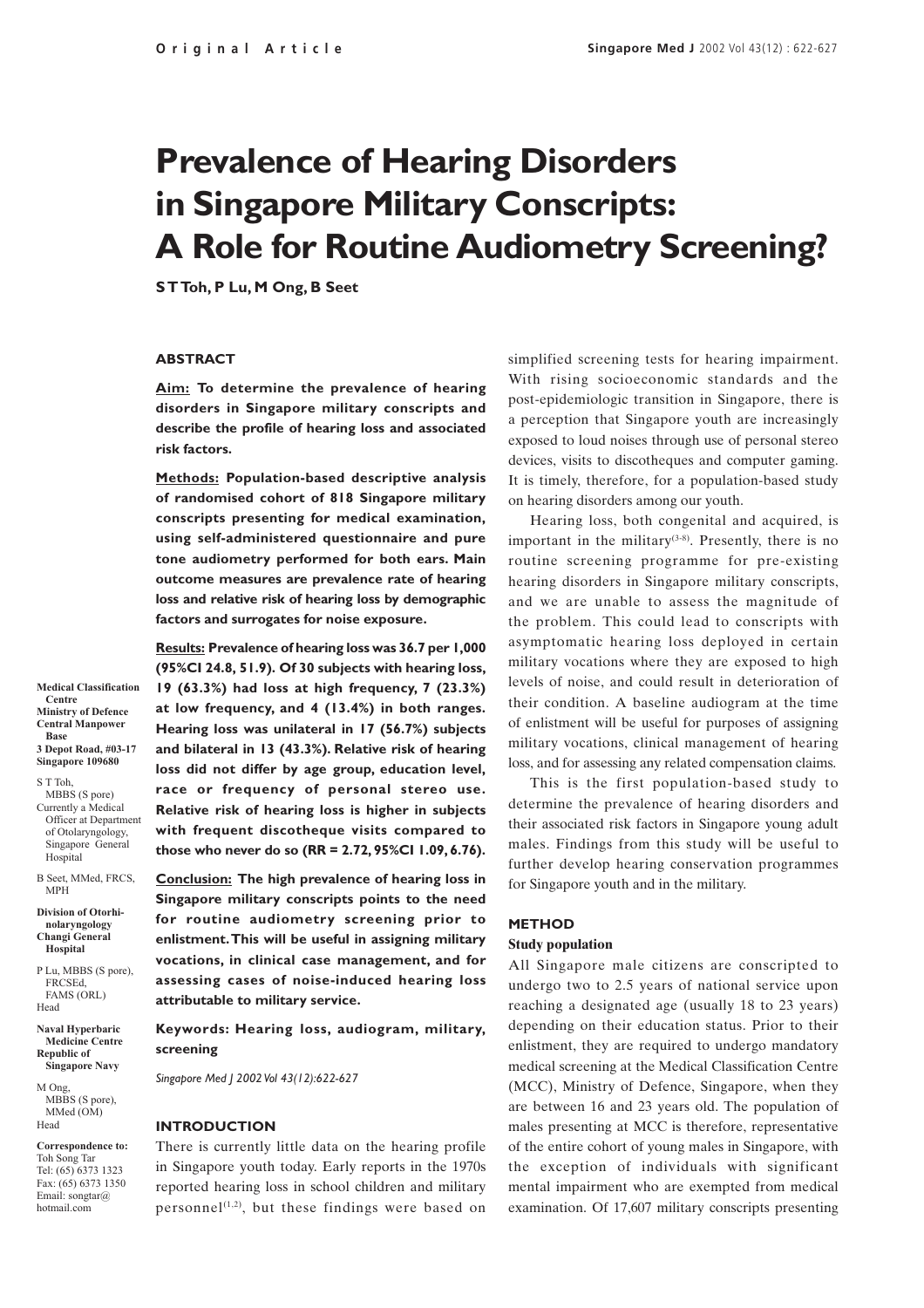Original Article

# Prevalence of Hearing Disorders in Singapore Military Conscripts: A Role for Routine Audiometry Screening?

**S T Toh, P Lu, M Ong, B Seet**

## ABSTRACT

**Aim:** **To determine the prevalence of hearing disorders in Singapore military conscripts and describe the profile of hearing loss and associated risk factors.**

**Methods:** **Population-based descriptive analysis of randomised cohort of 818 Singapore military conscripts presenting for medical examination, using self-administered questionnaire and pure tone audiometry performed for both ears. Main outcome measures are prevalence rate of hearing loss and relative risk of hearing loss by demographic factors and surrogates for noise exposure.**

**Results:** **Prevalence of hearing loss was 36.7 per 1,000 (95%CI 24.8, 51.9). Of 30 subjects with hearing loss, 19 (63.3%) had loss at high frequency, 7 (23.3%) at low frequency, and 4 (13.4%) in both ranges. Hearing loss was unilateral in 17 (56.7%) subjects and bilateral in 13 (43.3%). Relative risk of hearing loss did not differ by age group, education level, race or frequency of personal stereo use. Relative risk of hearing loss is higher in subjects with frequent discotheque visits compared to those who never do so (RR = 2.72, 95%CI 1.09, 6.76).**

**Conclusion:** **The high prevalence of hearing loss in Singapore military conscripts points to the need for routine audiometry screening prior to enlistment. This will be useful in assigning military vocations, in clinical case management, and for assessing cases of noise-induced hearing loss attributable to military service.**

**Keywords: Hearing loss, audiogram, military, screening**

*Singapore Med J 2002 Vol 43(12):622-627*

**Medical Classification Centre**
**Ministry of Defence**
**Central Manpower Base**
**3 Depot Road, #03-17**
**Singapore 109680**

S T Toh, MBBS (S pore)
Currently a Medical Officer at Department of Otolaryngology, Singapore General Hospital

B Seet, MMed, FRCS, MPH

**Division of Otorhinolaryngology**
**Changi General Hospital**

P Lu, MBBS (S pore), FRCSEd, FAMS (ORL)
Head

**Naval Hyperbaric Medicine Centre**
**Republic of Singapore Navy**

M Ong, MBBS (S pore), MMed (OM)
Head

**Correspondence to:**
Toh Song Tar
Tel: (65) 6373 1323
Fax: (65) 6373 1350
Email: songtar@hotmail.com

## INTRODUCTION

There is currently little data on the hearing profile in Singapore youth today. Early reports in the 1970s reported hearing loss in school children and military personnel[1,2], but these findings were based on simplified screening tests for hearing impairment. With rising socioeconomic standards and the post-epidemiologic transition in Singapore, there is a perception that Singapore youth are increasingly exposed to loud noises through use of personal stereo devices, visits to discotheques and computer gaming. It is timely, therefore, for a population-based study on hearing disorders among our youth.

Hearing loss, both congenital and acquired, is important in the military[3-8]. Presently, there is no routine screening programme for pre-existing hearing disorders in Singapore military conscripts, and we are unable to assess the magnitude of the problem. This could lead to conscripts with asymptomatic hearing loss deployed in certain military vocations where they are exposed to high levels of noise, and could result in deterioration of their condition. A baseline audiogram at the time of enlistment will be useful for purposes of assigning military vocations, clinical management of hearing loss, and for assessing any related compensation claims.

This is the first population-based study to determine the prevalence of hearing disorders and their associated risk factors in Singapore young adult males. Findings from this study will be useful to further develop hearing conservation programmes for Singapore youth and in the military.

## METHOD

### Study population

All Singapore male citizens are conscripted to undergo two to 2.5 years of national service upon reaching a designated age (usually 18 to 23 years) depending on their education status. Prior to their enlistment, they are required to undergo mandatory medical screening at the Medical Classification Centre (MCC), Ministry of Defence, Singapore, when they are between 16 and 23 years old. The population of males presenting at MCC is therefore, representative of the entire cohort of young males in Singapore, with the exception of individuals with significant mental impairment who are exempted from medical examination. Of 17,607 military conscripts presenting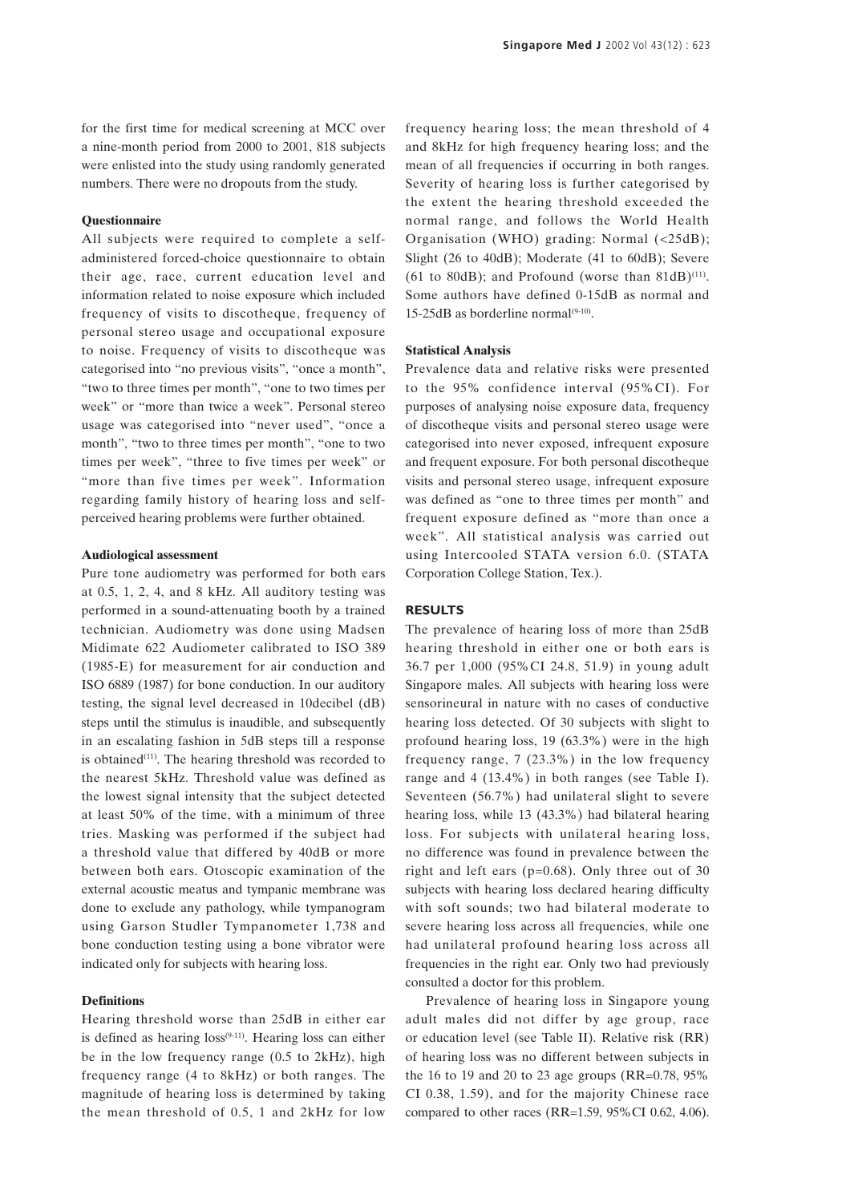for the first time for medical screening at MCC over a nine-month period from 2000 to 2001, 818 subjects were enlisted into the study using randomly generated numbers. There were no dropouts from the study.

### Questionnaire

All subjects were required to complete a self-administered forced-choice questionnaire to obtain their age, race, current education level and information related to noise exposure which included frequency of visits to discotheque, frequency of personal stereo usage and occupational exposure to noise. Frequency of visits to discotheque was categorised into "no previous visits", "once a month", "two to three times per month", "one to two times per week" or "more than twice a week". Personal stereo usage was categorised into "never used", "once a month", "two to three times per month", "one to two times per week", "three to five times per week" or "more than five times per week". Information regarding family history of hearing loss and self-perceived hearing problems were further obtained.

### Audiological assessment

Pure tone audiometry was performed for both ears at 0.5, 1, 2, 4, and 8 kHz. All auditory testing was performed in a sound-attenuating booth by a trained technician. Audiometry was done using Madsen Midimate 622 Audiometer calibrated to ISO 389 (1985-E) for measurement for air conduction and ISO 6889 (1987) for bone conduction. In our auditory testing, the signal level decreased in 10decibel (dB) steps until the stimulus is inaudible, and subsequently in an escalating fashion in 5dB steps till a response is obtained[11]. The hearing threshold was recorded to the nearest 5kHz. Threshold value was defined as the lowest signal intensity that the subject detected at least 50% of the time, with a minimum of three tries. Masking was performed if the subject had a threshold value that differed by 40dB or more between both ears. Otoscopic examination of the external acoustic meatus and tympanic membrane was done to exclude any pathology, while tympanogram using Garson Studler Tympanometer 1,738 and bone conduction testing using a bone vibrator were indicated only for subjects with hearing loss.

### Definitions

Hearing threshold worse than 25dB in either ear is defined as hearing loss[9-11]. Hearing loss can either be in the low frequency range (0.5 to 2kHz), high frequency range (4 to 8kHz) or both ranges. The magnitude of hearing loss is determined by taking the mean threshold of 0.5, 1 and 2kHz for low frequency hearing loss; the mean threshold of 4 and 8kHz for high frequency hearing loss; and the mean of all frequencies if occurring in both ranges. Severity of hearing loss is further categorised by the extent the hearing threshold exceeded the normal range, and follows the World Health Organisation (WHO) grading: Normal (<25dB); Slight (26 to 40dB); Moderate (41 to 60dB); Severe (61 to 80dB); and Profound (worse than 81dB)[11]. Some authors have defined 0-15dB as normal and 15-25dB as borderline normal[9-10].

### Statistical Analysis

Prevalence data and relative risks were presented to the 95% confidence interval (95%CI). For purposes of analysing noise exposure data, frequency of discotheque visits and personal stereo usage were categorised into never exposed, infrequent exposure and frequent exposure. For both personal discotheque visits and personal stereo usage, infrequent exposure was defined as "one to three times per month" and frequent exposure defined as "more than once a week". All statistical analysis was carried out using Intercooled STATA version 6.0. (STATA Corporation College Station, Tex.).

## RESULTS

The prevalence of hearing loss of more than 25dB hearing threshold in either one or both ears is 36.7 per 1,000 (95%CI 24.8, 51.9) in young adult Singapore males. All subjects with hearing loss were sensorineural in nature with no cases of conductive hearing loss detected. Of 30 subjects with slight to profound hearing loss, 19 (63.3%) were in the high frequency range, 7 (23.3%) in the low frequency range and 4 (13.4%) in both ranges (see Table I). Seventeen (56.7%) had unilateral slight to severe hearing loss, while 13 (43.3%) had bilateral hearing loss. For subjects with unilateral hearing loss, no difference was found in prevalence between the right and left ears (p=0.68). Only three out of 30 subjects with hearing loss declared hearing difficulty with soft sounds; two had bilateral moderate to severe hearing loss across all frequencies, while one had unilateral profound hearing loss across all frequencies in the right ear. Only two had previously consulted a doctor for this problem.

Prevalence of hearing loss in Singapore young adult males did not differ by age group, race or education level (see Table II). Relative risk (RR) of hearing loss was no different between subjects in the 16 to 19 and 20 to 23 age groups (RR=0.78, 95% CI 0.38, 1.59), and for the majority Chinese race compared to other races (RR=1.59, 95%CI 0.62, 4.06).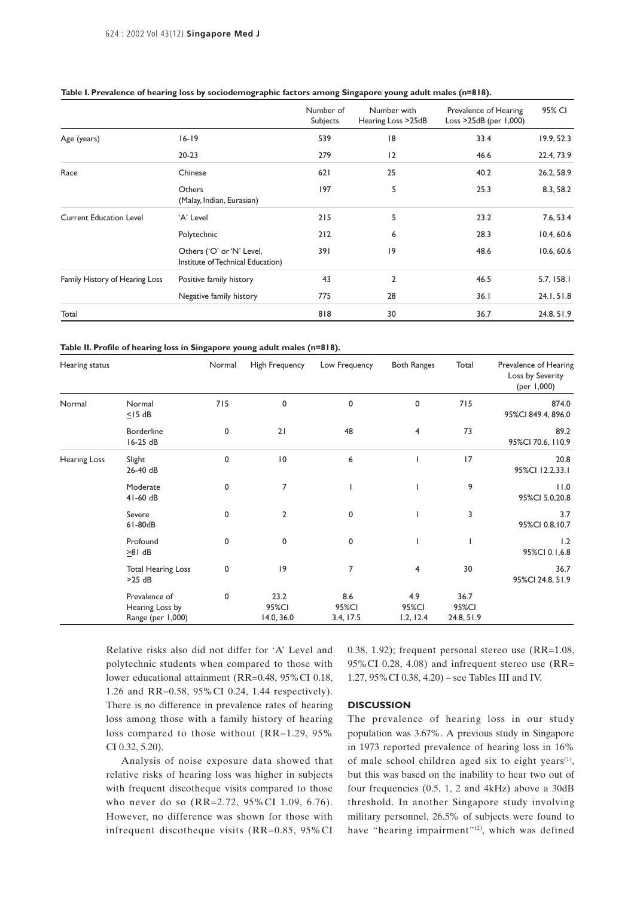**Table I. Prevalence of hearing loss by sociodemographic factors among Singapore young adult males (n=818).**

| | | Number of Subjects | Number with Hearing Loss >25dB | Prevalence of Hearing Loss >25dB (per 1,000) | 95% CI |
|---|---|---|---|---|---|
| Age (years) | 16-19 | 539 | 18 | 33.4 | 19.9, 52.3 |
| | 20-23 | 279 | 12 | 46.6 | 22.4, 73.9 |
| Race | Chinese | 621 | 25 | 40.2 | 26.2, 58.9 |
| | Others (Malay, Indian, Eurasian) | 197 | 5 | 25.3 | 8.3, 58.2 |
| Current Education Level | 'A' Level | 215 | 5 | 23.2 | 7.6, 53.4 |
| | Polytechnic | 212 | 6 | 28.3 | 10.4, 60.6 |
| | Others ('O' or 'N' Level, Institute of Technical Education) | 391 | 19 | 48.6 | 10.6, 60.6 |
| Family History of Hearing Loss | Positive family history | 43 | 2 | 46.5 | 5.7, 158.1 |
| | Negative family history | 775 | 28 | 36.1 | 24.1, 51.8 |
| Total | | 818 | 30 | 36.7 | 24.8, 51.9 |

**Table II. Profile of hearing loss in Singapore young adult males (n=818).**

| Hearing status | | Normal | High Frequency | Low Frequency | Both Ranges | Total | Prevalence of Hearing Loss by Severity (per 1,000) |
|---|---|---|---|---|---|---|---|
| Normal | Normal ≤15 dB | 715 | 0 | 0 | 0 | 715 | 874.0 95%CI 849.4, 896.0 |
| | Borderline 16-25 dB | 0 | 21 | 48 | 4 | 73 | 89.2 95%CI 70.6, 110.9 |
| Hearing Loss | Slight 26-40 dB | 0 | 10 | 6 | 1 | 17 | 20.8 95%CI 12.2,33.1 |
| | Moderate 41-60 dB | 0 | 7 | 1 | 1 | 9 | 11.0 95%CI 5.0,20.8 |
| | Severe 61-80dB | 0 | 2 | 0 | 1 | 3 | 3.7 95%CI 0.8,10.7 |
| | Profound ≥81 dB | 0 | 0 | 0 | 1 | 1 | 1.2 95%CI 0.1,6.8 |
| | Total Hearing Loss >25 dB | 0 | 19 | 7 | 4 | 30 | 36.7 95%CI 24.8, 51.9 |
| | Prevalence of Hearing Loss by Range (per 1,000) | 0 | 23.2 95%CI 14.0, 36.0 | 8.6 95%CI 3.4, 17.5 | 4.9 95%CI 1.2, 12.4 | 36.7 95%CI 24.8, 51.9 | |

Relative risks also did not differ for 'A' Level and polytechnic students when compared to those with lower educational attainment (RR=0.48, 95%CI 0.18, 1.26 and RR=0.58, 95%CI 0.24, 1.44 respectively). There is no difference in prevalence rates of hearing loss among those with a family history of hearing loss compared to those without (RR=1.29, 95% CI 0.32, 5.20).

Analysis of noise exposure data showed that relative risks of hearing loss was higher in subjects with frequent discotheque visits compared to those who never do so (RR=2.72, 95%CI 1.09, 6.76). However, no difference was shown for those with infrequent discotheque visits (RR=0.85, 95%CI 0.38, 1.92); frequent personal stereo use (RR=1.08, 95%CI 0.28, 4.08) and infrequent stereo use (RR= 1.27, 95%CI 0.38, 4.20) – see Tables III and IV.

## DISCUSSION

The prevalence of hearing loss in our study population was 3.67%. A previous study in Singapore in 1973 reported prevalence of hearing loss in 16% of male school children aged six to eight years[1], but this was based on the inability to hear two out of four frequencies (0.5, 1, 2 and 4kHz) above a 30dB threshold. In another Singapore study involving military personnel, 26.5% of subjects were found to have "hearing impairment"[2], which was defined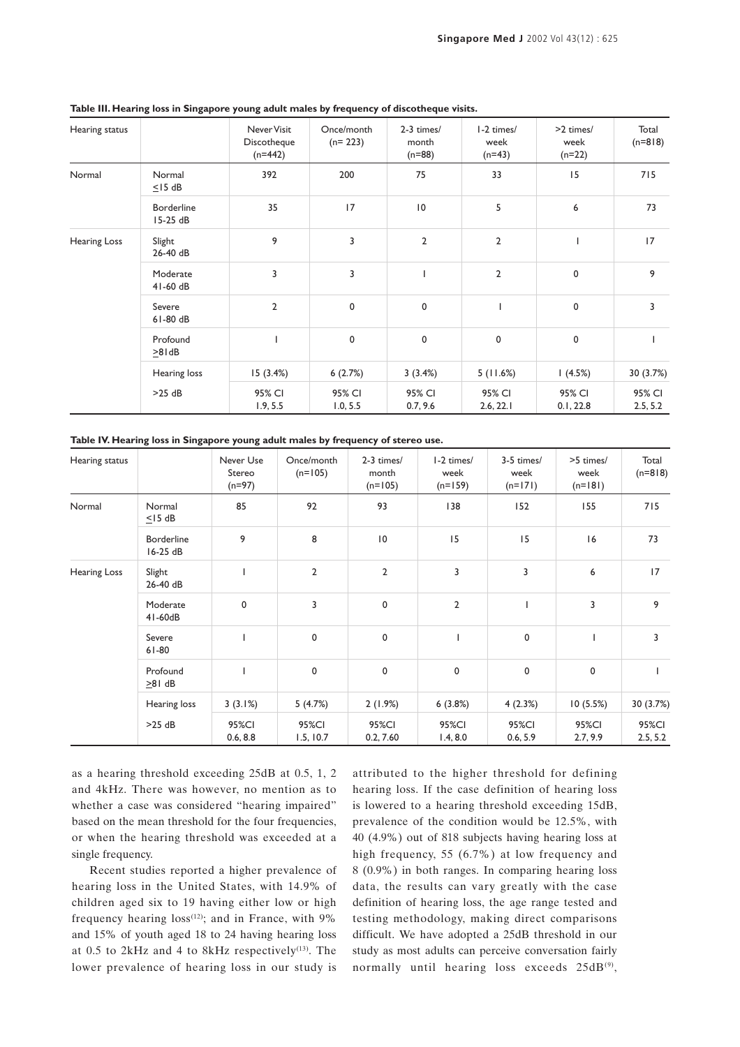**Table III. Hearing loss in Singapore young adult males by frequency of discotheque visits.**

| Hearing status | | Never Visit Discotheque (n=442) | Once/month (n= 223) | 2-3 times/ month (n=88) | 1-2 times/ week (n=43) | >2 times/ week (n=22) | Total (n=818) |
|---|---|---|---|---|---|---|---|
| Normal | Normal ≤15 dB | 392 | 200 | 75 | 33 | 15 | 715 |
| | Borderline 15-25 dB | 35 | 17 | 10 | 5 | 6 | 73 |
| Hearing Loss | Slight 26-40 dB | 9 | 3 | 2 | 2 | 1 | 17 |
| | Moderate 41-60 dB | 3 | 3 | 1 | 2 | 0 | 9 |
| | Severe 61-80 dB | 2 | 0 | 0 | 1 | 0 | 3 |
| | Profound ≥81dB | 1 | 0 | 0 | 0 | 0 | 1 |
| | Hearing loss | 15 (3.4%) | 6 (2.7%) | 3 (3.4%) | 5 (11.6%) | 1 (4.5%) | 30 (3.7%) |
| | >25 dB | 95% CI 1.9, 5.5 | 95% CI 1.0, 5.5 | 95% CI 0.7, 9.6 | 95% CI 2.6, 22.1 | 95% CI 0.1, 22.8 | 95% CI 2.5, 5.2 |

**Table IV. Hearing loss in Singapore young adult males by frequency of stereo use.**

| Hearing status | | Never Use Stereo (n=97) | Once/month (n=105) | 2-3 times/ month (n=105) | 1-2 times/ week (n=159) | 3-5 times/ week (n=171) | >5 times/ week (n=181) | Total (n=818) |
|---|---|---|---|---|---|---|---|---|
| Normal | Normal ≤15 dB | 85 | 92 | 93 | 138 | 152 | 155 | 715 |
| | Borderline 16-25 dB | 9 | 8 | 10 | 15 | 15 | 16 | 73 |
| Hearing Loss | Slight 26-40 dB | 1 | 2 | 2 | 3 | 3 | 6 | 17 |
| | Moderate 41-60dB | 0 | 3 | 0 | 2 | 1 | 3 | 9 |
| | Severe 61-80 | 1 | 0 | 0 | 1 | 0 | 1 | 3 |
| | Profound ≥81 dB | 1 | 0 | 0 | 0 | 0 | 0 | 1 |
| | Hearing loss | 3 (3.1%) | 5 (4.7%) | 2 (1.9%) | 6 (3.8%) | 4 (2.3%) | 10 (5.5%) | 30 (3.7%) |
| | >25 dB | 95%CI 0.6, 8.8 | 95%CI 1.5, 10.7 | 95%CI 0.2, 7.60 | 95%CI 1.4, 8.0 | 95%CI 0.6, 5.9 | 95%CI 2.7, 9.9 | 95%CI 2.5, 5.2 |

as a hearing threshold exceeding 25dB at 0.5, 1, 2 and 4kHz. There was however, no mention as to whether a case was considered "hearing impaired" based on the mean threshold for the four frequencies, or when the hearing threshold was exceeded at a single frequency.

Recent studies reported a higher prevalence of hearing loss in the United States, with 14.9% of children aged six to 19 having either low or high frequency hearing loss[12]; and in France, with 9% and 15% of youth aged 18 to 24 having hearing loss at 0.5 to 2kHz and 4 to 8kHz respectively[13]. The lower prevalence of hearing loss in our study is attributed to the higher threshold for defining hearing loss. If the case definition of hearing loss is lowered to a hearing threshold exceeding 15dB, prevalence of the condition would be 12.5%, with 40 (4.9%) out of 818 subjects having hearing loss at high frequency, 55 (6.7%) at low frequency and 8 (0.9%) in both ranges. In comparing hearing loss data, the results can vary greatly with the case definition of hearing loss, the age range tested and testing methodology, making direct comparisons difficult. We have adopted a 25dB threshold in our study as most adults can perceive conversation fairly normally until hearing loss exceeds 25dB[9],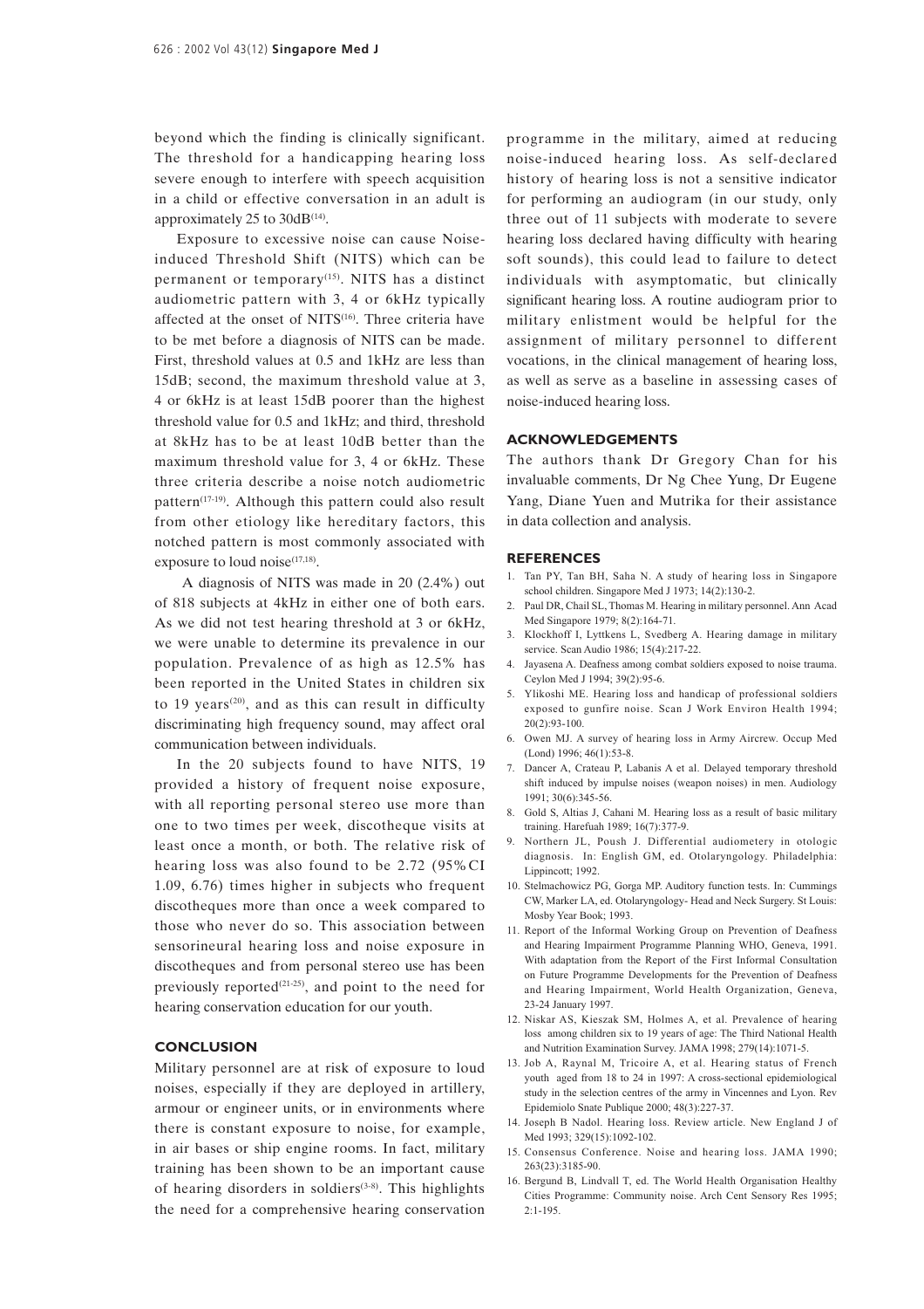beyond which the finding is clinically significant. The threshold for a handicapping hearing loss severe enough to interfere with speech acquisition in a child or effective conversation in an adult is approximately 25 to 30dB[14].

Exposure to excessive noise can cause Noise-induced Threshold Shift (NITS) which can be permanent or temporary[15]. NITS has a distinct audiometric pattern with 3, 4 or 6kHz typically affected at the onset of NITS[16]. Three criteria have to be met before a diagnosis of NITS can be made. First, threshold values at 0.5 and 1kHz are less than 15dB; second, the maximum threshold value at 3, 4 or 6kHz is at least 15dB poorer than the highest threshold value for 0.5 and 1kHz; and third, threshold at 8kHz has to be at least 10dB better than the maximum threshold value for 3, 4 or 6kHz. These three criteria describe a noise notch audiometric pattern[17-19]. Although this pattern could also result from other etiology like hereditary factors, this notched pattern is most commonly associated with exposure to loud noise[17,18].

A diagnosis of NITS was made in 20 (2.4%) out of 818 subjects at 4kHz in either one of both ears. As we did not test hearing threshold at 3 or 6kHz, we were unable to determine its prevalence in our population. Prevalence of as high as 12.5% has been reported in the United States in children six to 19 years[20], and as this can result in difficulty discriminating high frequency sound, may affect oral communication between individuals.

In the 20 subjects found to have NITS, 19 provided a history of frequent noise exposure, with all reporting personal stereo use more than one to two times per week, discotheque visits at least once a month, or both. The relative risk of hearing loss was also found to be 2.72 (95%CI 1.09, 6.76) times higher in subjects who frequent discotheques more than once a week compared to those who never do so. This association between sensorineural hearing loss and noise exposure in discotheques and from personal stereo use has been previously reported[21-25], and point to the need for hearing conservation education for our youth.

## CONCLUSION

Military personnel are at risk of exposure to loud noises, especially if they are deployed in artillery, armour or engineer units, or in environments where there is constant exposure to noise, for example, in air bases or ship engine rooms. In fact, military training has been shown to be an important cause of hearing disorders in soldiers[3-8]. This highlights the need for a comprehensive hearing conservation programme in the military, aimed at reducing noise-induced hearing loss. As self-declared history of hearing loss is not a sensitive indicator for performing an audiogram (in our study, only three out of 11 subjects with moderate to severe hearing loss declared having difficulty with hearing soft sounds), this could lead to failure to detect individuals with asymptomatic, but clinically significant hearing loss. A routine audiogram prior to military enlistment would be helpful for the assignment of military personnel to different vocations, in the clinical management of hearing loss, as well as serve as a baseline in assessing cases of noise-induced hearing loss.

## ACKNOWLEDGEMENTS

The authors thank Dr Gregory Chan for his invaluable comments, Dr Ng Chee Yung, Dr Eugene Yang, Diane Yuen and Mutrika for their assistance in data collection and analysis.

## REFERENCES

1. Tan PY, Tan BH, Saha N. A study of hearing loss in Singapore school children. Singapore Med J 1973; 14(2):130-2.
2. Paul DR, Chail SL, Thomas M. Hearing in military personnel. Ann Acad Med Singapore 1979; 8(2):164-71.
3. Klockhoff I, Lyttkens L, Svedberg A. Hearing damage in military service. Scan Audio 1986; 15(4):217-22.
4. Jayasena A. Deafness among combat soldiers exposed to noise trauma. Ceylon Med J 1994; 39(2):95-6.
5. Ylikoshi ME. Hearing loss and handicap of professional soldiers exposed to gunfire noise. Scan J Work Environ Health 1994; 20(2):93-100.
6. Owen MJ. A survey of hearing loss in Army Aircrew. Occup Med (Lond) 1996; 46(1):53-8.
7. Dancer A, Crateau P, Labanis A et al. Delayed temporary threshold shift induced by impulse noises (weapon noises) in men. Audiology 1991; 30(6):345-56.
8. Gold S, Altias J, Cahani M. Hearing loss as a result of basic military training. Harefuah 1989; 16(7):377-9.
9. Northern JL, Poush J. Differential audiometery in otologic diagnosis. In: English GM, ed. Otolaryngology. Philadelphia: Lippincott; 1992.
10. Stelmachowicz PG, Gorga MP. Auditory function tests. In: Cummings CW, Marker LA, ed. Otolaryngology- Head and Neck Surgery. St Louis: Mosby Year Book; 1993.
11. Report of the Informal Working Group on Prevention of Deafness and Hearing Impairment Programme Planning WHO, Geneva, 1991. With adaptation from the Report of the First Informal Consultation on Future Programme Developments for the Prevention of Deafness and Hearing Impairment, World Health Organization, Geneva, 23-24 January 1997.
12. Niskar AS, Kieszak SM, Holmes A, et al. Prevalence of hearing loss among children six to 19 years of age: The Third National Health and Nutrition Examination Survey. JAMA 1998; 279(14):1071-5.
13. Job A, Raynal M, Tricoire A, et al. Hearing status of French youth aged from 18 to 24 in 1997: A cross-sectional epidemiological study in the selection centres of the army in Vincennes and Lyon. Rev Epidemiolo Snate Publique 2000; 48(3):227-37.
14. Joseph B Nadol. Hearing loss. Review article. New England J of Med 1993; 329(15):1092-102.
15. Consensus Conference. Noise and hearing loss. JAMA 1990; 263(23):3185-90.
16. Bergund B, Lindvall T, ed. The World Health Organisation Healthy Cities Programme: Community noise. Arch Cent Sensory Res 1995; 2:1-195.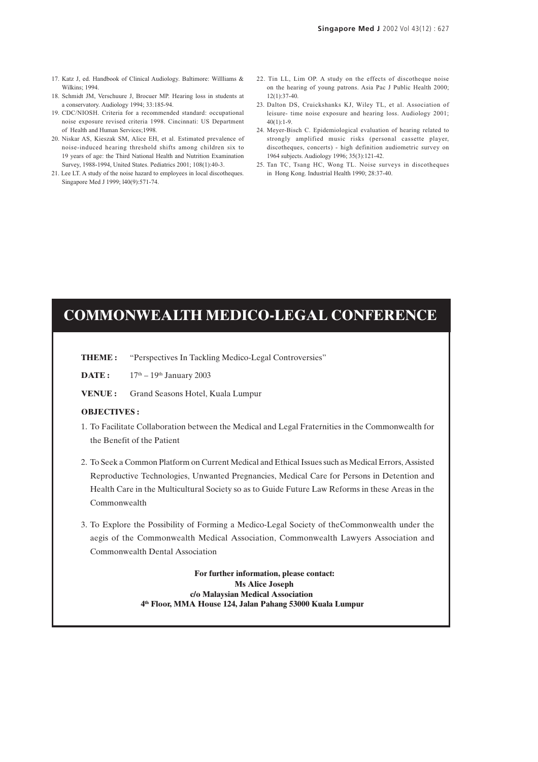17. Katz J, ed. Handbook of Clinical Audiology. Baltimore: Willliams & Wilkins; 1994.
18. Schmidt JM, Verschuure J, Brocuer MP. Hearing loss in students at a conservatory. Audiology 1994; 33:185-94.
19. CDC/NIOSH. Criteria for a recommended standard: occupational noise exposure revised criteria 1998. Cincinnati: US Department of Health and Human Services;1998.
20. Niskar AS, Kieszak SM, Alice EH, et al. Estimated prevalence of noise-induced hearing threshold shifts among children six to 19 years of age: the Third National Health and Nutrition Examination Survey, 1988-1994, United States. Pediatrics 2001; 108(1):40-3.
21. Lee LT. A study of the noise hazard to employees in local discotheques. Singapore Med J 1999; l40(9):571-74.
22. Tin LL, Lim OP. A study on the effects of discotheque noise on the hearing of young patrons. Asia Pac J Public Health 2000; 12(1):37-40.
23. Dalton DS, Cruickshanks KJ, Wiley TL, et al. Association of leisure- time noise exposure and hearing loss. Audiology 2001; 40(1):1-9.
24. Meyer-Bisch C. Epidemiological evaluation of hearing related to strongly amplified music risks (personal cassette player, discotheques, concerts) - high definition audiometric survey on 1964 subjects. Audiology 1996; 35(3):121-42.
25. Tan TC, Tsang HC, Wong TL. Noise surveys in discotheques in Hong Kong. Industrial Health 1990; 28:37-40.

# COMMONWEALTH MEDICO-LEGAL CONFERENCE

**THEME :** "Perspectives In Tackling Medico-Legal Controversies"

**DATE :** 17th – 19th January 2003

**VENUE :** Grand Seasons Hotel, Kuala Lumpur

**OBJECTIVES :**

1. To Facilitate Collaboration between the Medical and Legal Fraternities in the Commonwealth for the Benefit of the Patient
2. To Seek a Common Platform on Current Medical and Ethical Issues such as Medical Errors, Assisted Reproductive Technologies, Unwanted Pregnancies, Medical Care for Persons in Detention and Health Care in the Multicultural Society so as to Guide Future Law Reforms in these Areas in the Commonwealth
3. To Explore the Possibility of Forming a Medico-Legal Society of theCommonwealth under the aegis of the Commonwealth Medical Association, Commonwealth Lawyers Association and Commonwealth Dental Association

**For further information, please contact:**
**Ms Alice Joseph**
**c/o Malaysian Medical Association**
**4th Floor, MMA House 124, Jalan Pahang 53000 Kuala Lumpur**